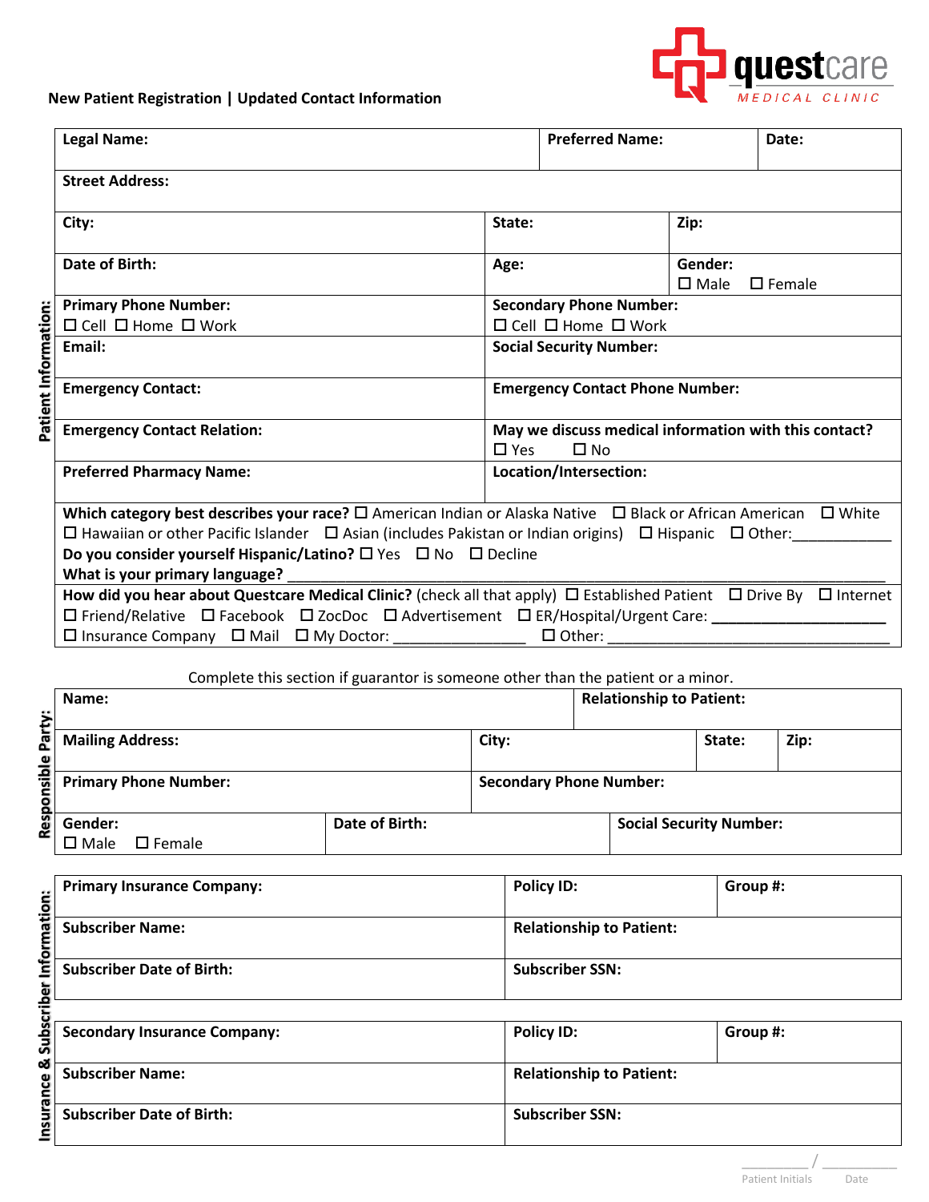questcare MEDICAL CLINIC

**New Patient Registration | Updated Contact Information**

## Patient Information:

| **Legal Name:** | **Preferred Name:** | **Date:** |
|---|---|---|
| **Street Address:** | | |

| **City:** | **State:** | **Zip:** |
|---|---|---|
| **Date of Birth:** | **Age:** | **Gender:** ☐ Male ☐ Female |

| | |
|---|---|
| **Primary Phone Number:** ☐ Cell ☐ Home ☐ Work | **Secondary Phone Number:** ☐ Cell ☐ Home ☐ Work |
| **Email:** | **Social Security Number:** |
| **Emergency Contact:** | **Emergency Contact Phone Number:** |
| **Emergency Contact Relation:** | **May we discuss medical information with this contact?** ☐ Yes ☐ No |
| **Preferred Pharmacy Name:** | **Location/Intersection:** |

**Which category best describes your race?** ☐ American Indian or Alaska Native ☐ Black or African American ☐ White ☐ Hawaiian or other Pacific Islander ☐ Asian (includes Pakistan or Indian origins) ☐ Hispanic ☐ Other:____________

**Do you consider yourself Hispanic/Latino?** ☐ Yes ☐ No ☐ Decline

**What is your primary language?** ______________________________________________

**How did you hear about Questcare Medical Clinic?** (check all that apply) ☐ Established Patient ☐ Drive By ☐ Internet ☐ Friend/Relative ☐ Facebook ☐ ZocDoc ☐ Advertisement ☐ ER/Hospital/Urgent Care: ____________________ ☐ Insurance Company ☐ Mail ☐ My Doctor: _______________ ☐ Other: __________________________________

## Responsible Party:

Complete this section if guarantor is someone other than the patient or a minor.

| **Name:** | **Relationship to Patient:** | | |
|---|---|---|---|
| **Mailing Address:** | **City:** | **State:** | **Zip:** |
| **Primary Phone Number:** | **Secondary Phone Number:** | | |

| **Gender:** ☐ Male ☐ Female | **Date of Birth:** | **Social Security Number:** |
|---|---|---|

## Insurance & Subscriber Information:

| **Primary Insurance Company:** | **Policy ID:** | **Group #:** |
|---|---|---|
| **Subscriber Name:** | **Relationship to Patient:** | |
| **Subscriber Date of Birth:** | **Subscriber SSN:** | |

| **Secondary Insurance Company:** | **Policy ID:** | **Group #:** |
|---|---|---|
| **Subscriber Name:** | **Relationship to Patient:** | |
| **Subscriber Date of Birth:** | **Subscriber SSN:** | |

__________ / __________
Patient Initials Date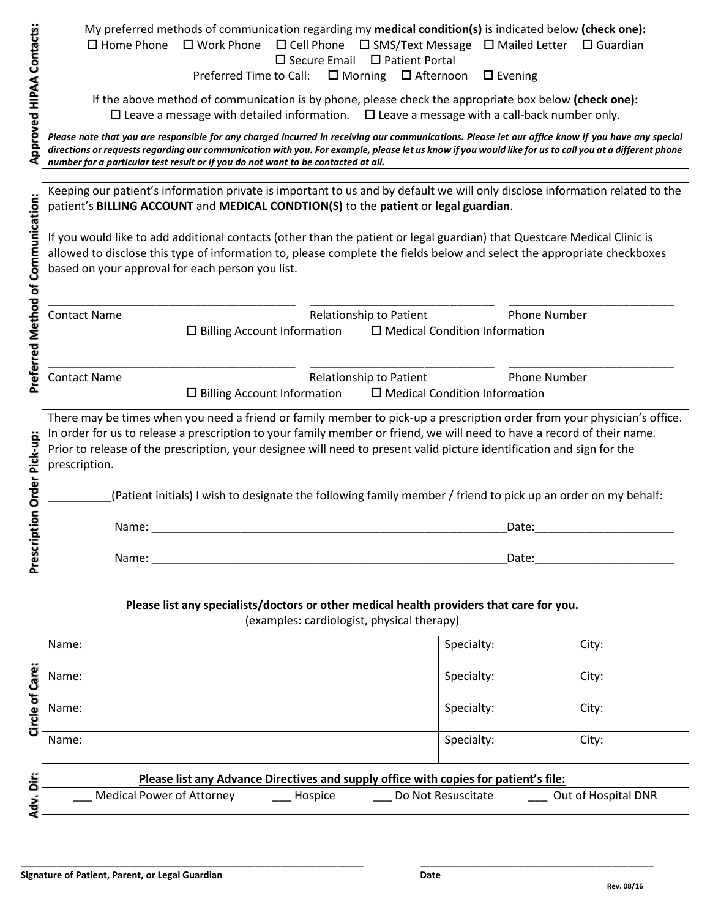**Approved HIPAA Contacts:**

My preferred methods of communication regarding my **medical condition(s)** is indicated below **(check one):**

☐ Home Phone ☐ Work Phone ☐ Cell Phone ☐ SMS/Text Message ☐ Mailed Letter ☐ Guardian
☐ Secure Email ☐ Patient Portal

Preferred Time to Call: ☐ Morning ☐ Afternoon ☐ Evening

If the above method of communication is by phone, please check the appropriate box below **(check one):**

☐ Leave a message with detailed information. ☐ Leave a message with a call-back number only.

***Please note that you are responsible for any charged incurred in receiving our communications. Please let our office know if you have any special directions or requests regarding our communication with you. For example, please let us know if you would like for us to call you at a different phone number for a particular test result or if you do not want to be contacted at all.***

**Preferred Method of Communication:**

Keeping our patient's information private is important to us and by default we will only disclose information related to the patient's **BILLING ACCOUNT** and **MEDICAL CONDTION(S)** to the **patient** or **legal guardian**.

If you would like to add additional contacts (other than the patient or legal guardian) that Questcare Medical Clinic is allowed to disclose this type of information to, please complete the fields below and select the appropriate checkboxes based on your approval for each person you list.

________________________________________ ______________________________ __________________________
Contact Name Relationship to Patient Phone Number

☐ Billing Account Information ☐ Medical Condition Information

________________________________________ ______________________________ __________________________
Contact Name Relationship to Patient Phone Number

☐ Billing Account Information ☐ Medical Condition Information

**Prescription Order Pick-up:**

There may be times when you need a friend or family member to pick-up a prescription order from your physician's office. In order for us to release a prescription to your family member or friend, we will need to have a record of their name. Prior to release of the prescription, your designee will need to present valid picture identification and sign for the prescription.

__________(Patient initials) I wish to designate the following family member / friend to pick up an order on my behalf:

Name: ___________________________________________________________Date:______________________

Name: ___________________________________________________________Date:______________________

**Please list any specialists/doctors or other medical health providers that care for you.**

(examples: cardiologist, physical therapy)

**Circle of Care:**

| Name: | Specialty: | City: |
|---|---|---|
| Name: | Specialty: | City: |
| Name: | Specialty: | City: |
| Name: | Specialty: | City: |

**Adv. Dir:**

**Please list any Advance Directives and supply office with copies for patient's file:**

___ Medical Power of Attorney ___ Hospice ___ Do Not Resuscitate ___ Out of Hospital DNR

_________________________________________________________________ ____________________________________________
**Signature of Patient, Parent, or Legal Guardian** **Date**

Rev. 08/16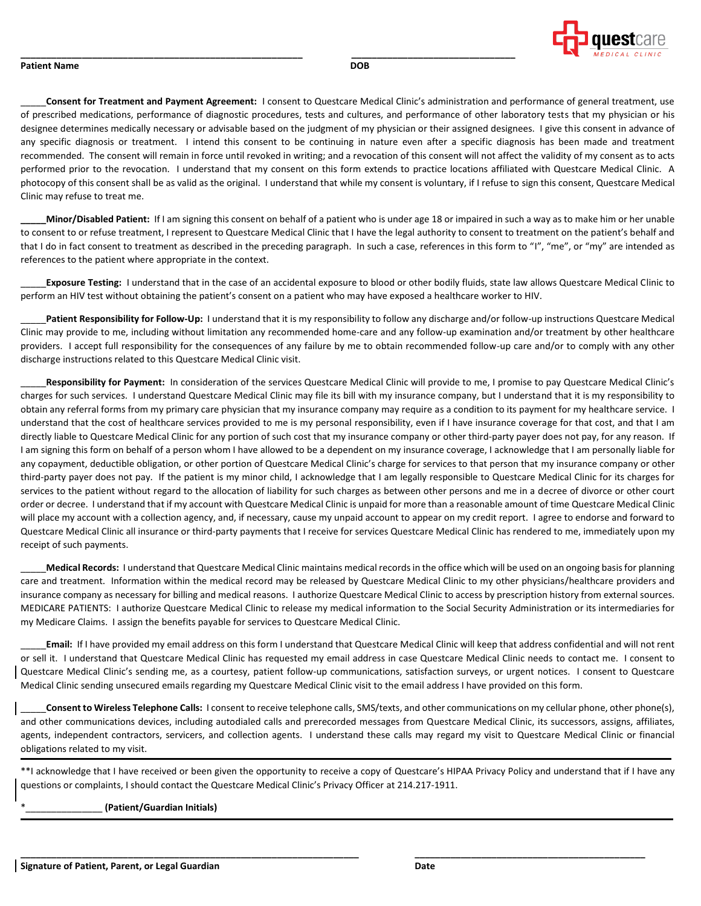Patient Name ______________________________ DOB ______________________________

questcare MEDICAL CLINIC

_____**Consent for Treatment and Payment Agreement:** I consent to Questcare Medical Clinic's administration and performance of general treatment, use of prescribed medications, performance of diagnostic procedures, tests and cultures, and performance of other laboratory tests that my physician or his designee determines medically necessary or advisable based on the judgment of my physician or their assigned designees. I give this consent in advance of any specific diagnosis or treatment. I intend this consent to be continuing in nature even after a specific diagnosis has been made and treatment recommended. The consent will remain in force until revoked in writing; and a revocation of this consent will not affect the validity of my consent as to acts performed prior to the revocation. I understand that my consent on this form extends to practice locations affiliated with Questcare Medical Clinic. A photocopy of this consent shall be as valid as the original. I understand that while my consent is voluntary, if I refuse to sign this consent, Questcare Medical Clinic may refuse to treat me.

_____**Minor/Disabled Patient:** If I am signing this consent on behalf of a patient who is under age 18 or impaired in such a way as to make him or her unable to consent to or refuse treatment, I represent to Questcare Medical Clinic that I have the legal authority to consent to treatment on the patient's behalf and that I do in fact consent to treatment as described in the preceding paragraph. In such a case, references in this form to "I", "me", or "my" are intended as references to the patient where appropriate in the context.

_____**Exposure Testing:** I understand that in the case of an accidental exposure to blood or other bodily fluids, state law allows Questcare Medical Clinic to perform an HIV test without obtaining the patient's consent on a patient who may have exposed a healthcare worker to HIV.

_____**Patient Responsibility for Follow-Up:** I understand that it is my responsibility to follow any discharge and/or follow-up instructions Questcare Medical Clinic may provide to me, including without limitation any recommended home-care and any follow-up examination and/or treatment by other healthcare providers. I accept full responsibility for the consequences of any failure by me to obtain recommended follow-up care and/or to comply with any other discharge instructions related to this Questcare Medical Clinic visit.

_____**Responsibility for Payment:** In consideration of the services Questcare Medical Clinic will provide to me, I promise to pay Questcare Medical Clinic's charges for such services. I understand Questcare Medical Clinic may file its bill with my insurance company, but I understand that it is my responsibility to obtain any referral forms from my primary care physician that my insurance company may require as a condition to its payment for my healthcare service. I understand that the cost of healthcare services provided to me is my personal responsibility, even if I have insurance coverage for that cost, and that I am directly liable to Questcare Medical Clinic for any portion of such cost that my insurance company or other third-party payer does not pay, for any reason. If I am signing this form on behalf of a person whom I have allowed to be a dependent on my insurance coverage, I acknowledge that I am personally liable for any copayment, deductible obligation, or other portion of Questcare Medical Clinic's charge for services to that person that my insurance company or other third-party payer does not pay. If the patient is my minor child, I acknowledge that I am legally responsible to Questcare Medical Clinic for its charges for services to the patient without regard to the allocation of liability for such charges as between other persons and me in a decree of divorce or other court order or decree. I understand that if my account with Questcare Medical Clinic is unpaid for more than a reasonable amount of time Questcare Medical Clinic will place my account with a collection agency, and, if necessary, cause my unpaid account to appear on my credit report. I agree to endorse and forward to Questcare Medical Clinic all insurance or third-party payments that I receive for services Questcare Medical Clinic has rendered to me, immediately upon my receipt of such payments.

_____**Medical Records:** I understand that Questcare Medical Clinic maintains medical records in the office which will be used on an ongoing basis for planning care and treatment. Information within the medical record may be released by Questcare Medical Clinic to my other physicians/healthcare providers and insurance company as necessary for billing and medical reasons. I authorize Questcare Medical Clinic to access by prescription history from external sources. MEDICARE PATIENTS: I authorize Questcare Medical Clinic to release my medical information to the Social Security Administration or its intermediaries for my Medicare Claims. I assign the benefits payable for services to Questcare Medical Clinic.

_____**Email:** If I have provided my email address on this form I understand that Questcare Medical Clinic will keep that address confidential and will not rent or sell it. I understand that Questcare Medical Clinic has requested my email address in case Questcare Medical Clinic needs to contact me. I consent to Questcare Medical Clinic's sending me, as a courtesy, patient follow-up communications, satisfaction surveys, or urgent notices. I consent to Questcare Medical Clinic sending unsecured emails regarding my Questcare Medical Clinic visit to the email address I have provided on this form.

_____**Consent to Wireless Telephone Calls:** I consent to receive telephone calls, SMS/texts, and other communications on my cellular phone, other phone(s), and other communications devices, including autodialed calls and prerecorded messages from Questcare Medical Clinic, its successors, assigns, affiliates, agents, independent contractors, servicers, and collection agents. I understand these calls may regard my visit to Questcare Medical Clinic or financial obligations related to my visit.

---

**I acknowledge that I have received or been given the opportunity to receive a copy of Questcare's HIPAA Privacy Policy and understand that if I have any questions or complaints, I should contact the Questcare Medical Clinic's Privacy Officer at 214.217-1911.

*______________ **(Patient/Guardian Initials)**

---

______________________________________________ ______________________________

**Signature of Patient, Parent, or Legal Guardian** **Date**